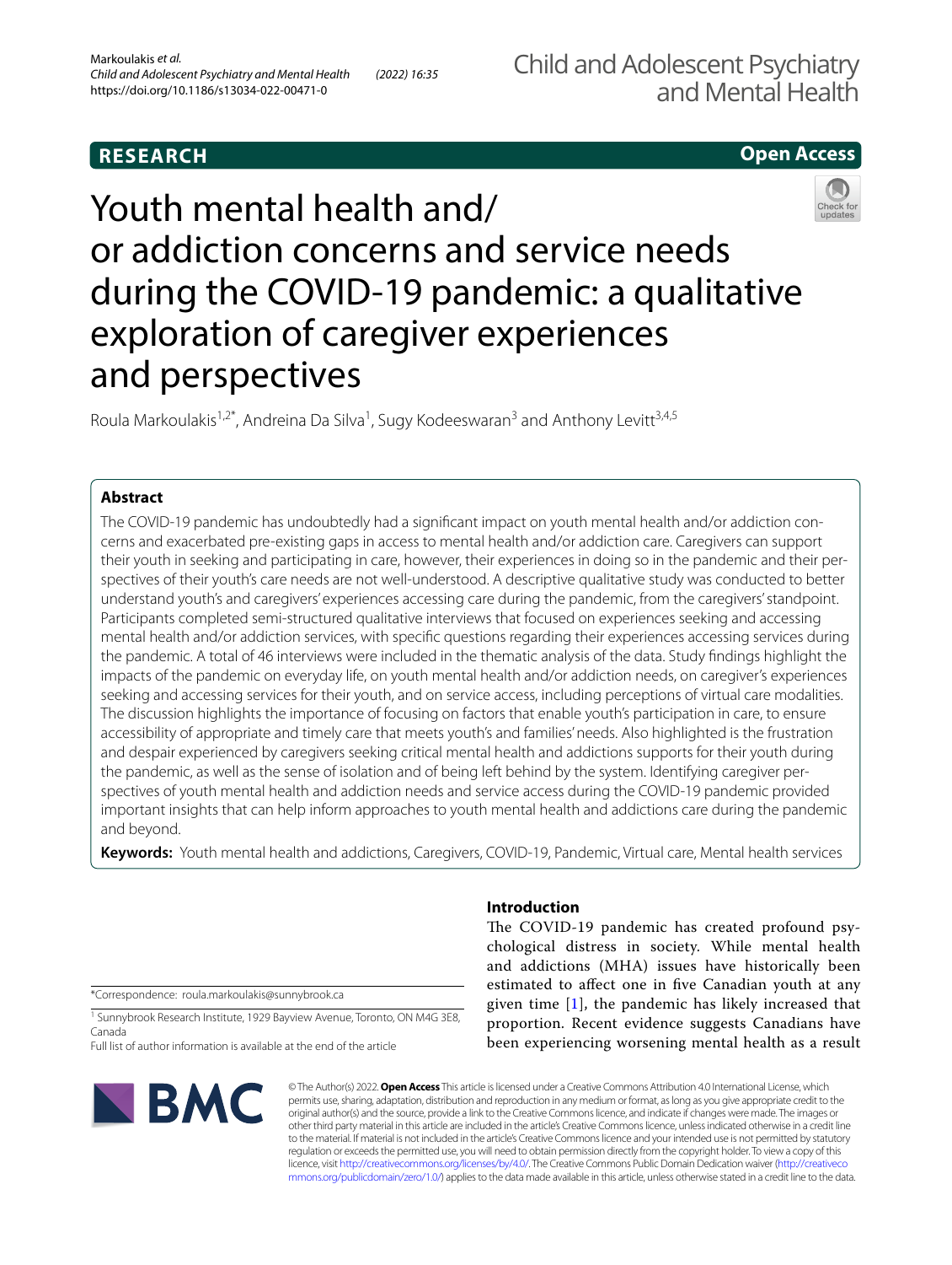RESEARCH

Open Access

# Youth mental health and/or addiction concerns and service needs during the COVID-19 pandemic: a qualitative exploration of caregiver experiences and perspectives

Roula Markoulakis[1,2*], Andreina Da Silva[1], Sugy Kodeeswaran[3] and Anthony Levitt[3,4,5]

## Abstract

The COVID-19 pandemic has undoubtedly had a significant impact on youth mental health and/or addiction concerns and exacerbated pre-existing gaps in access to mental health and/or addiction care. Caregivers can support their youth in seeking and participating in care, however, their experiences in doing so in the pandemic and their perspectives of their youth's care needs are not well-understood. A descriptive qualitative study was conducted to better understand youth's and caregivers' experiences accessing care during the pandemic, from the caregivers' standpoint. Participants completed semi-structured qualitative interviews that focused on experiences seeking and accessing mental health and/or addiction services, with specific questions regarding their experiences accessing services during the pandemic. A total of 46 interviews were included in the thematic analysis of the data. Study findings highlight the impacts of the pandemic on everyday life, on youth mental health and/or addiction needs, on caregiver's experiences seeking and accessing services for their youth, and on service access, including perceptions of virtual care modalities. The discussion highlights the importance of focusing on factors that enable youth's participation in care, to ensure accessibility of appropriate and timely care that meets youth's and families' needs. Also highlighted is the frustration and despair experienced by caregivers seeking critical mental health and addictions supports for their youth during the pandemic, as well as the sense of isolation and of being left behind by the system. Identifying caregiver perspectives of youth mental health and addiction needs and service access during the COVID-19 pandemic provided important insights that can help inform approaches to youth mental health and addictions care during the pandemic and beyond.

**Keywords:** Youth mental health and addictions, Caregivers, COVID-19, Pandemic, Virtual care, Mental health services

*Correspondence: roula.markoulakis@sunnybrook.ca

[1] Sunnybrook Research Institute, 1929 Bayview Avenue, Toronto, ON M4G 3E8, Canada

Full list of author information is available at the end of the article

## Introduction

The COVID-19 pandemic has created profound psychological distress in society. While mental health and addictions (MHA) issues have historically been estimated to affect one in five Canadian youth at any given time [1], the pandemic has likely increased that proportion. Recent evidence suggests Canadians have been experiencing worsening mental health as a result

© The Author(s) 2022. **Open Access** This article is licensed under a Creative Commons Attribution 4.0 International License, which permits use, sharing, adaptation, distribution and reproduction in any medium or format, as long as you give appropriate credit to the original author(s) and the source, provide a link to the Creative Commons licence, and indicate if changes were made. The images or other third party material in this article are included in the article's Creative Commons licence, unless indicated otherwise in a credit line to the material. If material is not included in the article's Creative Commons licence and your intended use is not permitted by statutory regulation or exceeds the permitted use, you will need to obtain permission directly from the copyright holder. To view a copy of this licence, visit http://creativecommons.org/licenses/by/4.0/. The Creative Commons Public Domain Dedication waiver (http://creativecommons.org/publicdomain/zero/1.0/) applies to the data made available in this article, unless otherwise stated in a credit line to the data.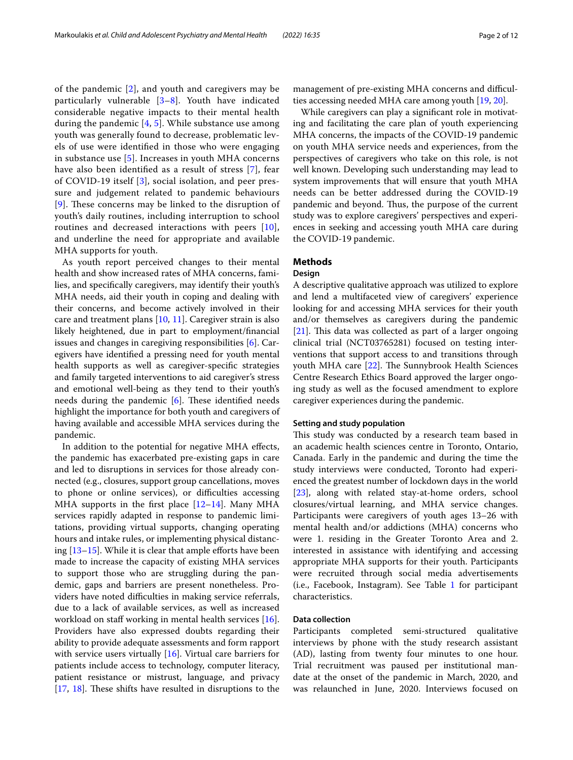of the pandemic [2], and youth and caregivers may be particularly vulnerable [3–8]. Youth have indicated considerable negative impacts to their mental health during the pandemic [4, 5]. While substance use among youth was generally found to decrease, problematic levels of use were identified in those who were engaging in substance use [5]. Increases in youth MHA concerns have also been identified as a result of stress [7], fear of COVID-19 itself [3], social isolation, and peer pressure and judgement related to pandemic behaviours [9]. These concerns may be linked to the disruption of youth's daily routines, including interruption to school routines and decreased interactions with peers [10], and underline the need for appropriate and available MHA supports for youth.

As youth report perceived changes to their mental health and show increased rates of MHA concerns, families, and specifically caregivers, may identify their youth's MHA needs, aid their youth in coping and dealing with their concerns, and become actively involved in their care and treatment plans [10, 11]. Caregiver strain is also likely heightened, due in part to employment/financial issues and changes in caregiving responsibilities [6]. Caregivers have identified a pressing need for youth mental health supports as well as caregiver-specific strategies and family targeted interventions to aid caregiver's stress and emotional well-being as they tend to their youth's needs during the pandemic [6]. These identified needs highlight the importance for both youth and caregivers of having available and accessible MHA services during the pandemic.

In addition to the potential for negative MHA effects, the pandemic has exacerbated pre-existing gaps in care and led to disruptions in services for those already connected (e.g., closures, support group cancellations, moves to phone or online services), or difficulties accessing MHA supports in the first place [12–14]. Many MHA services rapidly adapted in response to pandemic limitations, providing virtual supports, changing operating hours and intake rules, or implementing physical distancing [13–15]. While it is clear that ample efforts have been made to increase the capacity of existing MHA services to support those who are struggling during the pandemic, gaps and barriers are present nonetheless. Providers have noted difficulties in making service referrals, due to a lack of available services, as well as increased workload on staff working in mental health services [16]. Providers have also expressed doubts regarding their ability to provide adequate assessments and form rapport with service users virtually [16]. Virtual care barriers for patients include access to technology, computer literacy, patient resistance or mistrust, language, and privacy [17, 18]. These shifts have resulted in disruptions to the management of pre-existing MHA concerns and difficulties accessing needed MHA care among youth [19, 20].

While caregivers can play a significant role in motivating and facilitating the care plan of youth experiencing MHA concerns, the impacts of the COVID-19 pandemic on youth MHA service needs and experiences, from the perspectives of caregivers who take on this role, is not well known. Developing such understanding may lead to system improvements that will ensure that youth MHA needs can be better addressed during the COVID-19 pandemic and beyond. Thus, the purpose of the current study was to explore caregivers' perspectives and experiences in seeking and accessing youth MHA care during the COVID-19 pandemic.

## Methods

### Design

A descriptive qualitative approach was utilized to explore and lend a multifaceted view of caregivers' experience looking for and accessing MHA services for their youth and/or themselves as caregivers during the pandemic [21]. This data was collected as part of a larger ongoing clinical trial (NCT03765281) focused on testing interventions that support access to and transitions through youth MHA care [22]. The Sunnybrook Health Sciences Centre Research Ethics Board approved the larger ongoing study as well as the focused amendment to explore caregiver experiences during the pandemic.

### Setting and study population

This study was conducted by a research team based in an academic health sciences centre in Toronto, Ontario, Canada. Early in the pandemic and during the time the study interviews were conducted, Toronto had experienced the greatest number of lockdown days in the world [23], along with related stay-at-home orders, school closures/virtual learning, and MHA service changes. Participants were caregivers of youth ages 13–26 with mental health and/or addictions (MHA) concerns who were 1. residing in the Greater Toronto Area and 2. interested in assistance with identifying and accessing appropriate MHA supports for their youth. Participants were recruited through social media advertisements (i.e., Facebook, Instagram). See Table 1 for participant characteristics.

### Data collection

Participants completed semi-structured qualitative interviews by phone with the study research assistant (AD), lasting from twenty four minutes to one hour. Trial recruitment was paused per institutional mandate at the onset of the pandemic in March, 2020, and was relaunched in June, 2020. Interviews focused on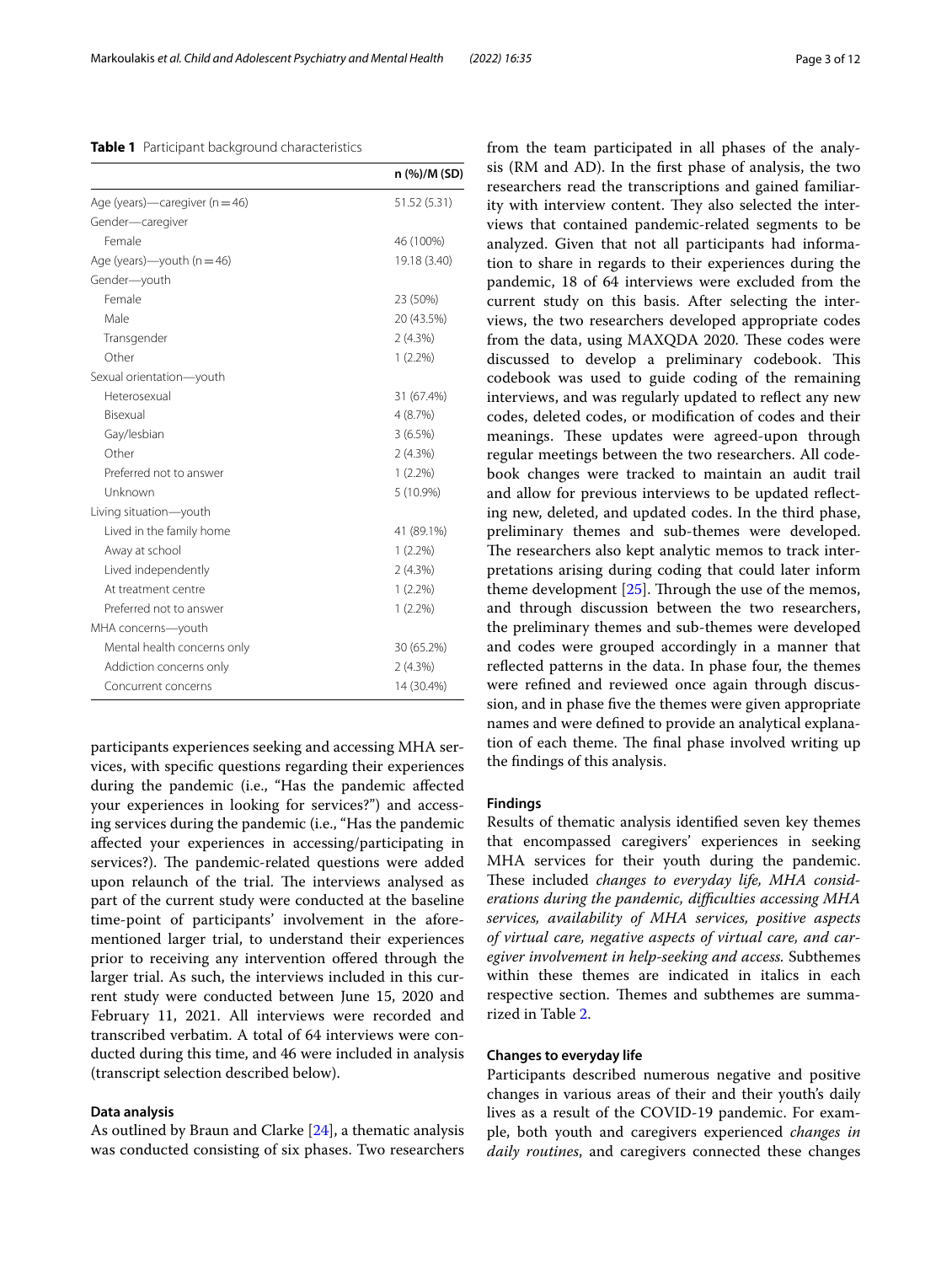**Table 1** Participant background characteristics

| | n (%)/M (SD) |
|---|---|
| Age (years)—caregiver (n = 46) | 51.52 (5.31) |
| Gender—caregiver | |
| Female | 46 (100%) |
| Age (years)—youth (n = 46) | 19.18 (3.40) |
| Gender—youth | |
| Female | 23 (50%) |
| Male | 20 (43.5%) |
| Transgender | 2 (4.3%) |
| Other | 1 (2.2%) |
| Sexual orientation—youth | |
| Heterosexual | 31 (67.4%) |
| Bisexual | 4 (8.7%) |
| Gay/lesbian | 3 (6.5%) |
| Other | 2 (4.3%) |
| Preferred not to answer | 1 (2.2%) |
| Unknown | 5 (10.9%) |
| Living situation—youth | |
| Lived in the family home | 41 (89.1%) |
| Away at school | 1 (2.2%) |
| Lived independently | 2 (4.3%) |
| At treatment centre | 1 (2.2%) |
| Preferred not to answer | 1 (2.2%) |
| MHA concerns—youth | |
| Mental health concerns only | 30 (65.2%) |
| Addiction concerns only | 2 (4.3%) |
| Concurrent concerns | 14 (30.4%) |

participants experiences seeking and accessing MHA services, with specific questions regarding their experiences during the pandemic (i.e., "Has the pandemic affected your experiences in looking for services?") and accessing services during the pandemic (i.e., "Has the pandemic affected your experiences in accessing/participating in services?). The pandemic-related questions were added upon relaunch of the trial. The interviews analysed as part of the current study were conducted at the baseline time-point of participants' involvement in the aforementioned larger trial, to understand their experiences prior to receiving any intervention offered through the larger trial. As such, the interviews included in this current study were conducted between June 15, 2020 and February 11, 2021. All interviews were recorded and transcribed verbatim. A total of 64 interviews were conducted during this time, and 46 were included in analysis (transcript selection described below).

### Data analysis

As outlined by Braun and Clarke [24], a thematic analysis was conducted consisting of six phases. Two researchers from the team participated in all phases of the analysis (RM and AD). In the first phase of analysis, the two researchers read the transcriptions and gained familiarity with interview content. They also selected the interviews that contained pandemic-related segments to be analyzed. Given that not all participants had information to share in regards to their experiences during the pandemic, 18 of 64 interviews were excluded from the current study on this basis. After selecting the interviews, the two researchers developed appropriate codes from the data, using MAXQDA 2020. These codes were discussed to develop a preliminary codebook. This codebook was used to guide coding of the remaining interviews, and was regularly updated to reflect any new codes, deleted codes, or modification of codes and their meanings. These updates were agreed-upon through regular meetings between the two researchers. All codebook changes were tracked to maintain an audit trail and allow for previous interviews to be updated reflecting new, deleted, and updated codes. In the third phase, preliminary themes and sub-themes were developed. The researchers also kept analytic memos to track interpretations arising during coding that could later inform theme development [25]. Through the use of the memos, and through discussion between the two researchers, the preliminary themes and sub-themes were developed and codes were grouped accordingly in a manner that reflected patterns in the data. In phase four, the themes were refined and reviewed once again through discussion, and in phase five the themes were given appropriate names and were defined to provide an analytical explanation of each theme. The final phase involved writing up the findings of this analysis.

## Findings

Results of thematic analysis identified seven key themes that encompassed caregivers' experiences in seeking MHA services for their youth during the pandemic. These included *changes to everyday life, MHA considerations during the pandemic, difficulties accessing MHA services, availability of MHA services, positive aspects of virtual care, negative aspects of virtual care, and caregiver involvement in help-seeking and access.* Subthemes within these themes are indicated in italics in each respective section. Themes and subthemes are summarized in Table 2.

### Changes to everyday life

Participants described numerous negative and positive changes in various areas of their and their youth's daily lives as a result of the COVID-19 pandemic. For example, both youth and caregivers experienced *changes in daily routines*, and caregivers connected these changes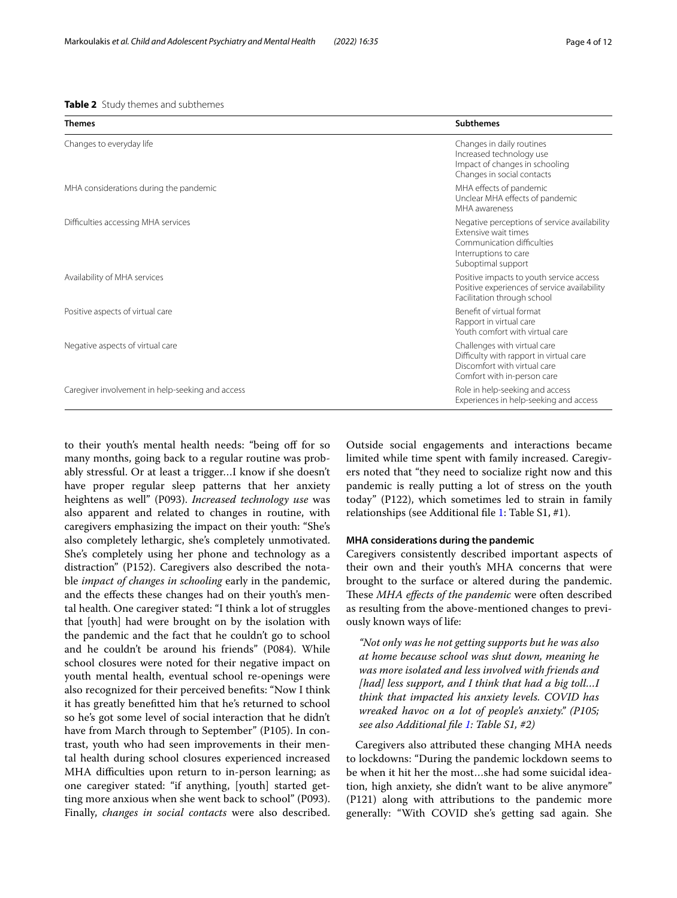**Table 2** Study themes and subthemes

| Themes | Subthemes |
|---|---|
| Changes to everyday life | Changes in daily routines<br>Increased technology use<br>Impact of changes in schooling<br>Changes in social contacts |
| MHA considerations during the pandemic | MHA effects of pandemic<br>Unclear MHA effects of pandemic<br>MHA awareness |
| Difficulties accessing MHA services | Negative perceptions of service availability<br>Extensive wait times<br>Communication difficulties<br>Interruptions to care<br>Suboptimal support |
| Availability of MHA services | Positive impacts to youth service access<br>Positive experiences of service availability<br>Facilitation through school |
| Positive aspects of virtual care | Benefit of virtual format<br>Rapport in virtual care<br>Youth comfort with virtual care |
| Negative aspects of virtual care | Challenges with virtual care<br>Difficulty with rapport in virtual care<br>Discomfort with virtual care<br>Comfort with in-person care |
| Caregiver involvement in help-seeking and access | Role in help-seeking and access<br>Experiences in help-seeking and access |

to their youth's mental health needs: "being off for so many months, going back to a regular routine was probably stressful. Or at least a trigger…I know if she doesn't have proper regular sleep patterns that her anxiety heightens as well" (P093). *Increased technology use* was also apparent and related to changes in routine, with caregivers emphasizing the impact on their youth: "She's also completely lethargic, she's completely unmotivated. She's completely using her phone and technology as a distraction" (P152). Caregivers also described the notable *impact of changes in schooling* early in the pandemic, and the effects these changes had on their youth's mental health. One caregiver stated: "I think a lot of struggles that [youth] had were brought on by the isolation with the pandemic and the fact that he couldn't go to school and he couldn't be around his friends" (P084). While school closures were noted for their negative impact on youth mental health, eventual school re-openings were also recognized for their perceived benefits: "Now I think it has greatly benefitted him that he's returned to school so he's got some level of social interaction that he didn't have from March through to September" (P105). In contrast, youth who had seen improvements in their mental health during school closures experienced increased MHA difficulties upon return to in-person learning; as one caregiver stated: "if anything, [youth] started getting more anxious when she went back to school" (P093). Finally, *changes in social contacts* were also described. Outside social engagements and interactions became limited while time spent with family increased. Caregivers noted that "they need to socialize right now and this pandemic is really putting a lot of stress on the youth today" (P122), which sometimes led to strain in family relationships (see Additional file 1: Table S1, #1).

#### MHA considerations during the pandemic

Caregivers consistently described important aspects of their own and their youth's MHA concerns that were brought to the surface or altered during the pandemic. These *MHA effects of the pandemic* were often described as resulting from the above-mentioned changes to previously known ways of life:

> *"Not only was he not getting supports but he was also at home because school was shut down, meaning he was more isolated and less involved with friends and [had] less support, and I think that had a big toll…I think that impacted his anxiety levels. COVID has wreaked havoc on a lot of people's anxiety." (P105; see also Additional file 1: Table S1, #2)*

Caregivers also attributed these changing MHA needs to lockdowns: "During the pandemic lockdown seems to be when it hit her the most…she had some suicidal ideation, high anxiety, she didn't want to be alive anymore" (P121) along with attributions to the pandemic more generally: "With COVID she's getting sad again. She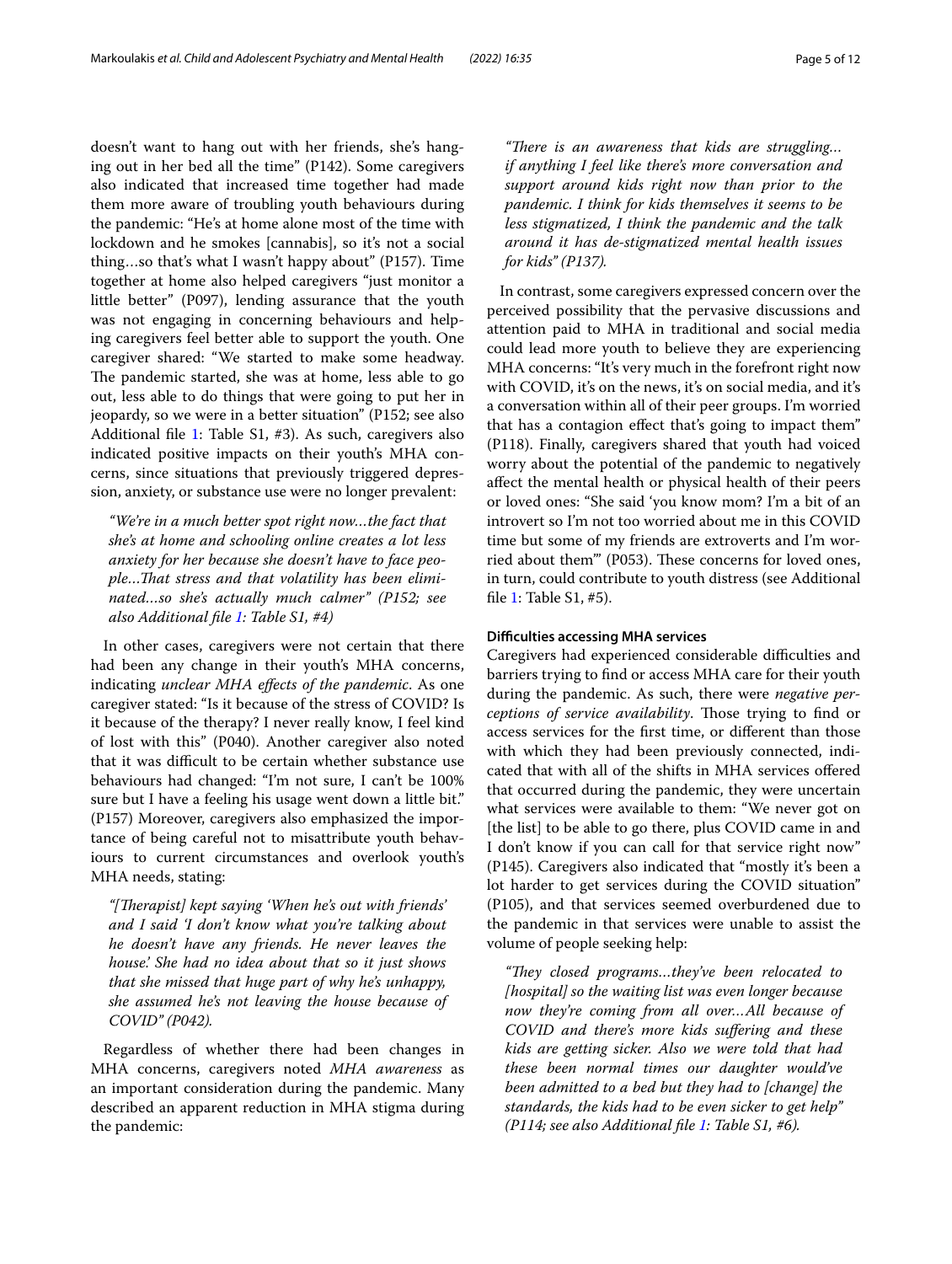doesn't want to hang out with her friends, she's hanging out in her bed all the time" (P142). Some caregivers also indicated that increased time together had made them more aware of troubling youth behaviours during the pandemic: "He's at home alone most of the time with lockdown and he smokes [cannabis], so it's not a social thing…so that's what I wasn't happy about" (P157). Time together at home also helped caregivers "just monitor a little better" (P097), lending assurance that the youth was not engaging in concerning behaviours and helping caregivers feel better able to support the youth. One caregiver shared: "We started to make some headway. The pandemic started, she was at home, less able to go out, less able to do things that were going to put her in jeopardy, so we were in a better situation" (P152; see also Additional file 1: Table S1, #3). As such, caregivers also indicated positive impacts on their youth's MHA concerns, since situations that previously triggered depression, anxiety, or substance use were no longer prevalent:

> *"We're in a much better spot right now…the fact that she's at home and schooling online creates a lot less anxiety for her because she doesn't have to face people…That stress and that volatility has been eliminated…so she's actually much calmer" (P152; see also Additional file 1: Table S1, #4)*

In other cases, caregivers were not certain that there had been any change in their youth's MHA concerns, indicating *unclear MHA effects of the pandemic*. As one caregiver stated: "Is it because of the stress of COVID? Is it because of the therapy? I never really know, I feel kind of lost with this" (P040). Another caregiver also noted that it was difficult to be certain whether substance use behaviours had changed: "I'm not sure, I can't be 100% sure but I have a feeling his usage went down a little bit." (P157) Moreover, caregivers also emphasized the importance of being careful not to misattribute youth behaviours to current circumstances and overlook youth's MHA needs, stating:

> *"[Therapist] kept saying 'When he's out with friends' and I said 'I don't know what you're talking about he doesn't have any friends. He never leaves the house.' She had no idea about that so it just shows that she missed that huge part of why he's unhappy, she assumed he's not leaving the house because of COVID" (P042).*

Regardless of whether there had been changes in MHA concerns, caregivers noted *MHA awareness* as an important consideration during the pandemic. Many described an apparent reduction in MHA stigma during the pandemic:

> *"There is an awareness that kids are struggling… if anything I feel like there's more conversation and support around kids right now than prior to the pandemic. I think for kids themselves it seems to be less stigmatized, I think the pandemic and the talk around it has de-stigmatized mental health issues for kids" (P137).*

In contrast, some caregivers expressed concern over the perceived possibility that the pervasive discussions and attention paid to MHA in traditional and social media could lead more youth to believe they are experiencing MHA concerns: "It's very much in the forefront right now with COVID, it's on the news, it's on social media, and it's a conversation within all of their peer groups. I'm worried that has a contagion effect that's going to impact them" (P118). Finally, caregivers shared that youth had voiced worry about the potential of the pandemic to negatively affect the mental health or physical health of their peers or loved ones: "She said 'you know mom? I'm a bit of an introvert so I'm not too worried about me in this COVID time but some of my friends are extroverts and I'm worried about them'" (P053). These concerns for loved ones, in turn, could contribute to youth distress (see Additional file 1: Table S1, #5).

#### Difficulties accessing MHA services

Caregivers had experienced considerable difficulties and barriers trying to find or access MHA care for their youth during the pandemic. As such, there were *negative perceptions of service availability*. Those trying to find or access services for the first time, or different than those with which they had been previously connected, indicated that with all of the shifts in MHA services offered that occurred during the pandemic, they were uncertain what services were available to them: "We never got on [the list] to be able to go there, plus COVID came in and I don't know if you can call for that service right now" (P145). Caregivers also indicated that "mostly it's been a lot harder to get services during the COVID situation" (P105), and that services seemed overburdened due to the pandemic in that services were unable to assist the volume of people seeking help:

> *"They closed programs…they've been relocated to [hospital] so the waiting list was even longer because now they're coming from all over…All because of COVID and there's more kids suffering and these kids are getting sicker. Also we were told that had these been normal times our daughter would've been admitted to a bed but they had to [change] the standards, the kids had to be even sicker to get help" (P114; see also Additional file 1: Table S1, #6).*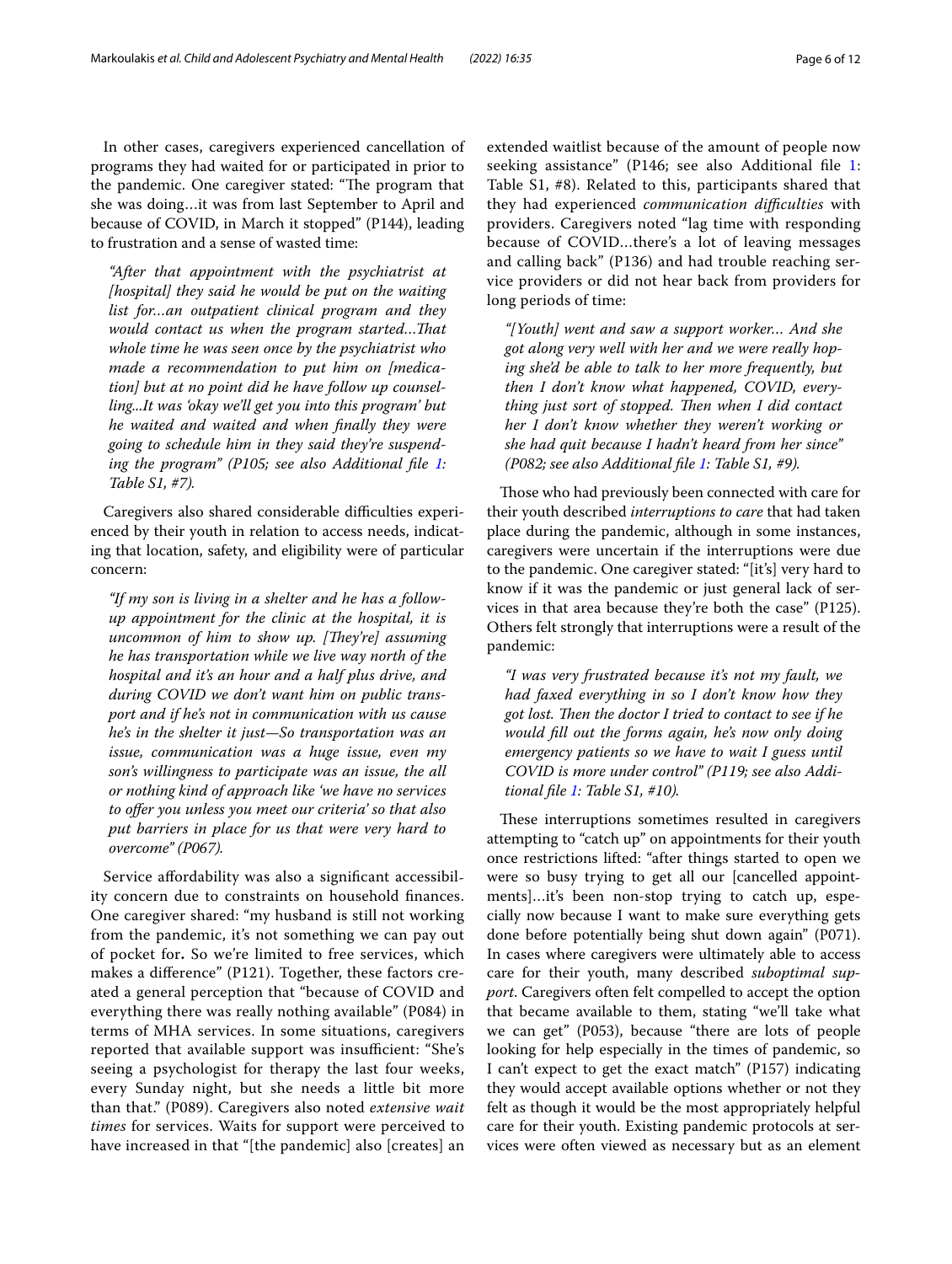In other cases, caregivers experienced cancellation of programs they had waited for or participated in prior to the pandemic. One caregiver stated: "The program that she was doing…it was from last September to April and because of COVID, in March it stopped" (P144), leading to frustration and a sense of wasted time:

> *"After that appointment with the psychiatrist at [hospital] they said he would be put on the waiting list for…an outpatient clinical program and they would contact us when the program started…That whole time he was seen once by the psychiatrist who made a recommendation to put him on [medication] but at no point did he have follow up counselling...It was 'okay we'll get you into this program' but he waited and waited and when finally they were going to schedule him in they said they're suspending the program" (P105; see also Additional file 1: Table S1, #7).*

Caregivers also shared considerable difficulties experienced by their youth in relation to access needs, indicating that location, safety, and eligibility were of particular concern:

> *"If my son is living in a shelter and he has a follow-up appointment for the clinic at the hospital, it is uncommon of him to show up. [They're] assuming he has transportation while we live way north of the hospital and it's an hour and a half plus drive, and during COVID we don't want him on public transport and if he's not in communication with us cause he's in the shelter it just—So transportation was an issue, communication was a huge issue, even my son's willingness to participate was an issue, the all or nothing kind of approach like 'we have no services to offer you unless you meet our criteria' so that also put barriers in place for us that were very hard to overcome" (P067).*

Service affordability was also a significant accessibility concern due to constraints on household finances. One caregiver shared: "my husband is still not working from the pandemic, it's not something we can pay out of pocket for**.** So we're limited to free services, which makes a difference" (P121). Together, these factors created a general perception that "because of COVID and everything there was really nothing available" (P084) in terms of MHA services. In some situations, caregivers reported that available support was insufficient: "She's seeing a psychologist for therapy the last four weeks, every Sunday night, but she needs a little bit more than that." (P089). Caregivers also noted *extensive wait times* for services. Waits for support were perceived to have increased in that "[the pandemic] also [creates] an extended waitlist because of the amount of people now seeking assistance" (P146; see also Additional file 1: Table S1, #8). Related to this, participants shared that they had experienced *communication difficulties* with providers. Caregivers noted "lag time with responding because of COVID…there's a lot of leaving messages and calling back" (P136) and had trouble reaching service providers or did not hear back from providers for long periods of time:

> *"[Youth] went and saw a support worker… And she got along very well with her and we were really hoping she'd be able to talk to her more frequently, but then I don't know what happened, COVID, everything just sort of stopped. Then when I did contact her I don't know whether they weren't working or she had quit because I hadn't heard from her since" (P082; see also Additional file 1: Table S1, #9).*

Those who had previously been connected with care for their youth described *interruptions to care* that had taken place during the pandemic, although in some instances, caregivers were uncertain if the interruptions were due to the pandemic. One caregiver stated: "[it's] very hard to know if it was the pandemic or just general lack of services in that area because they're both the case" (P125). Others felt strongly that interruptions were a result of the pandemic:

> *"I was very frustrated because it's not my fault, we had faxed everything in so I don't know how they got lost. Then the doctor I tried to contact to see if he would fill out the forms again, he's now only doing emergency patients so we have to wait I guess until COVID is more under control" (P119; see also Additional file 1: Table S1, #10).*

These interruptions sometimes resulted in caregivers attempting to "catch up" on appointments for their youth once restrictions lifted: "after things started to open we were so busy trying to get all our [cancelled appointments]…it's been non-stop trying to catch up, especially now because I want to make sure everything gets done before potentially being shut down again" (P071). In cases where caregivers were ultimately able to access care for their youth, many described *suboptimal support*. Caregivers often felt compelled to accept the option that became available to them, stating "we'll take what we can get" (P053), because "there are lots of people looking for help especially in the times of pandemic, so I can't expect to get the exact match" (P157) indicating they would accept available options whether or not they felt as though it would be the most appropriately helpful care for their youth. Existing pandemic protocols at services were often viewed as necessary but as an element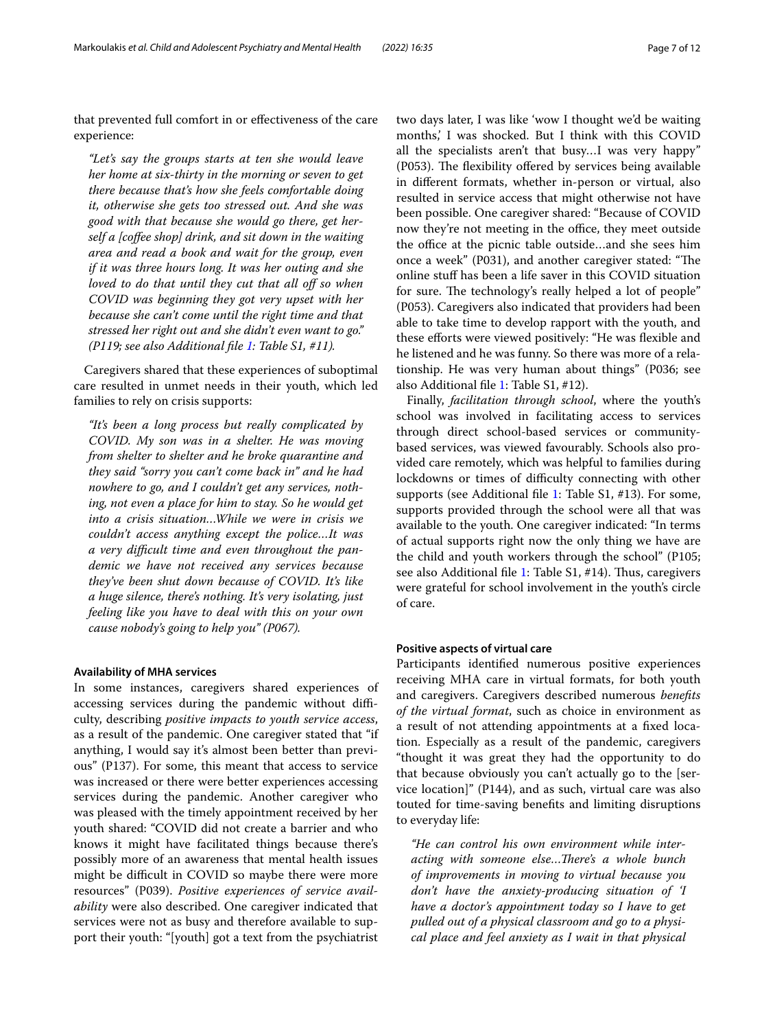that prevented full comfort in or effectiveness of the care experience:

> *"Let's say the groups starts at ten she would leave her home at six-thirty in the morning or seven to get there because that's how she feels comfortable doing it, otherwise she gets too stressed out. And she was good with that because she would go there, get herself a [coffee shop] drink, and sit down in the waiting area and read a book and wait for the group, even if it was three hours long. It was her outing and she loved to do that until they cut that all off so when COVID was beginning they got very upset with her because she can't come until the right time and that stressed her right out and she didn't even want to go." (P119; see also Additional file 1: Table S1, #11).*

Caregivers shared that these experiences of suboptimal care resulted in unmet needs in their youth, which led families to rely on crisis supports:

> *"It's been a long process but really complicated by COVID. My son was in a shelter. He was moving from shelter to shelter and he broke quarantine and they said "sorry you can't come back in" and he had nowhere to go, and I couldn't get any services, nothing, not even a place for him to stay. So he would get into a crisis situation…While we were in crisis we couldn't access anything except the police…It was a very difficult time and even throughout the pandemic we have not received any services because they've been shut down because of COVID. It's like a huge silence, there's nothing. It's very isolating, just feeling like you have to deal with this on your own cause nobody's going to help you" (P067).*

#### Availability of MHA services

In some instances, caregivers shared experiences of accessing services during the pandemic without difficulty, describing *positive impacts to youth service access*, as a result of the pandemic. One caregiver stated that "if anything, I would say it's almost been better than previous" (P137). For some, this meant that access to service was increased or there were better experiences accessing services during the pandemic. Another caregiver who was pleased with the timely appointment received by her youth shared: "COVID did not create a barrier and who knows it might have facilitated things because there's possibly more of an awareness that mental health issues might be difficult in COVID so maybe there were more resources" (P039). *Positive experiences of service availability* were also described. One caregiver indicated that services were not as busy and therefore available to support their youth: "[youth] got a text from the psychiatrist two days later, I was like 'wow I thought we'd be waiting months,' I was shocked. But I think with this COVID all the specialists aren't that busy…I was very happy" (P053). The flexibility offered by services being available in different formats, whether in-person or virtual, also resulted in service access that might otherwise not have been possible. One caregiver shared: "Because of COVID now they're not meeting in the office, they meet outside the office at the picnic table outside…and she sees him once a week" (P031), and another caregiver stated: "The online stuff has been a life saver in this COVID situation for sure. The technology's really helped a lot of people" (P053). Caregivers also indicated that providers had been able to take time to develop rapport with the youth, and these efforts were viewed positively: "He was flexible and he listened and he was funny. So there was more of a relationship. He was very human about things" (P036; see also Additional file 1: Table S1, #12).

Finally, *facilitation through school*, where the youth's school was involved in facilitating access to services through direct school-based services or community-based services, was viewed favourably. Schools also provided care remotely, which was helpful to families during lockdowns or times of difficulty connecting with other supports (see Additional file 1: Table S1, #13). For some, supports provided through the school were all that was available to the youth. One caregiver indicated: "In terms of actual supports right now the only thing we have are the child and youth workers through the school" (P105; see also Additional file 1: Table S1, #14). Thus, caregivers were grateful for school involvement in the youth's circle of care.

#### Positive aspects of virtual care

Participants identified numerous positive experiences receiving MHA care in virtual formats, for both youth and caregivers. Caregivers described numerous *benefits of the virtual format*, such as choice in environment as a result of not attending appointments at a fixed location. Especially as a result of the pandemic, caregivers "thought it was great they had the opportunity to do that because obviously you can't actually go to the [service location]" (P144), and as such, virtual care was also touted for time-saving benefits and limiting disruptions to everyday life:

> *"He can control his own environment while interacting with someone else…There's a whole bunch of improvements in moving to virtual because you don't have the anxiety-producing situation of 'I have a doctor's appointment today so I have to get pulled out of a physical classroom and go to a physical place and feel anxiety as I wait in that physical*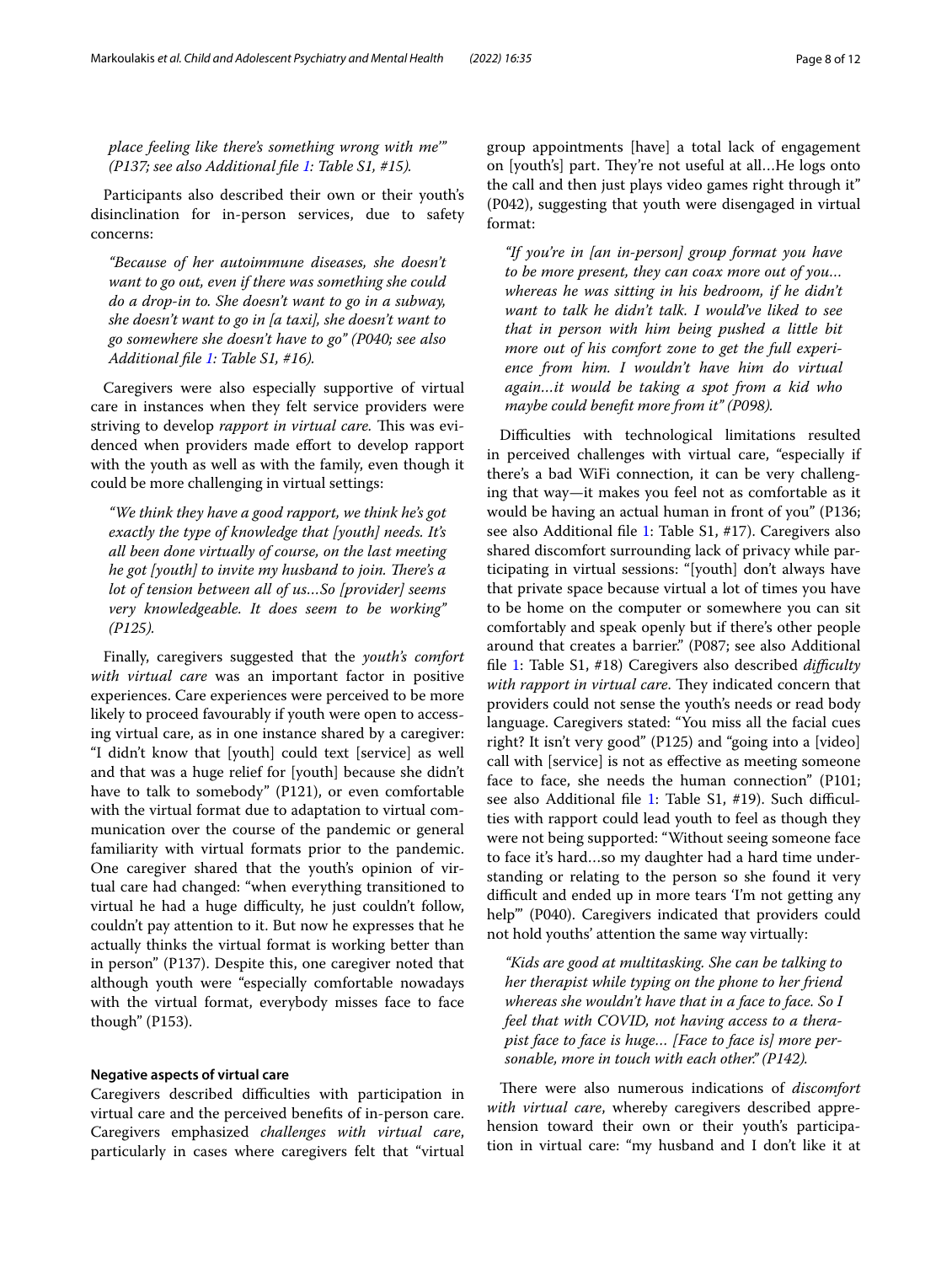*place feeling like there's something wrong with me'" (P137; see also Additional file 1: Table S1, #15).*

Participants also described their own or their youth's disinclination for in-person services, due to safety concerns:

> *"Because of her autoimmune diseases, she doesn't want to go out, even if there was something she could do a drop-in to. She doesn't want to go in a subway, she doesn't want to go in [a taxi], she doesn't want to go somewhere she doesn't have to go" (P040; see also Additional file 1: Table S1, #16).*

Caregivers were also especially supportive of virtual care in instances when they felt service providers were striving to develop *rapport in virtual care.* This was evidenced when providers made effort to develop rapport with the youth as well as with the family, even though it could be more challenging in virtual settings:

> *"We think they have a good rapport, we think he's got exactly the type of knowledge that [youth] needs. It's all been done virtually of course, on the last meeting he got [youth] to invite my husband to join. There's a lot of tension between all of us…So [provider] seems very knowledgeable. It does seem to be working" (P125).*

Finally, caregivers suggested that the *youth's comfort with virtual care* was an important factor in positive experiences. Care experiences were perceived to be more likely to proceed favourably if youth were open to accessing virtual care, as in one instance shared by a caregiver: "I didn't know that [youth] could text [service] as well and that was a huge relief for [youth] because she didn't have to talk to somebody" (P121), or even comfortable with the virtual format due to adaptation to virtual communication over the course of the pandemic or general familiarity with virtual formats prior to the pandemic. One caregiver shared that the youth's opinion of virtual care had changed: "when everything transitioned to virtual he had a huge difficulty, he just couldn't follow, couldn't pay attention to it. But now he expresses that he actually thinks the virtual format is working better than in person" (P137). Despite this, one caregiver noted that although youth were "especially comfortable nowadays with the virtual format, everybody misses face to face though" (P153).

#### Negative aspects of virtual care

Caregivers described difficulties with participation in virtual care and the perceived benefits of in-person care. Caregivers emphasized *challenges with virtual care*, particularly in cases where caregivers felt that "virtual group appointments [have] a total lack of engagement on [youth's] part. They're not useful at all…He logs onto the call and then just plays video games right through it" (P042), suggesting that youth were disengaged in virtual format:

> *"If you're in [an in-person] group format you have to be more present, they can coax more out of you… whereas he was sitting in his bedroom, if he didn't want to talk he didn't talk. I would've liked to see that in person with him being pushed a little bit more out of his comfort zone to get the full experience from him. I wouldn't have him do virtual again…it would be taking a spot from a kid who maybe could benefit more from it" (P098).*

Difficulties with technological limitations resulted in perceived challenges with virtual care, "especially if there's a bad WiFi connection, it can be very challenging that way—it makes you feel not as comfortable as it would be having an actual human in front of you" (P136; see also Additional file 1: Table S1, #17). Caregivers also shared discomfort surrounding lack of privacy while participating in virtual sessions: "[youth] don't always have that private space because virtual a lot of times you have to be home on the computer or somewhere you can sit comfortably and speak openly but if there's other people around that creates a barrier." (P087; see also Additional file 1: Table S1, #18) Caregivers also described *difficulty with rapport in virtual care*. They indicated concern that providers could not sense the youth's needs or read body language. Caregivers stated: "You miss all the facial cues right? It isn't very good" (P125) and "going into a [video] call with [service] is not as effective as meeting someone face to face, she needs the human connection" (P101; see also Additional file 1: Table S1, #19). Such difficulties with rapport could lead youth to feel as though they were not being supported: "Without seeing someone face to face it's hard…so my daughter had a hard time understanding or relating to the person so she found it very difficult and ended up in more tears 'I'm not getting any help'" (P040). Caregivers indicated that providers could not hold youths' attention the same way virtually:

> *"Kids are good at multitasking. She can be talking to her therapist while typing on the phone to her friend whereas she wouldn't have that in a face to face. So I feel that with COVID, not having access to a therapist face to face is huge… [Face to face is] more personable, more in touch with each other." (P142).*

There were also numerous indications of *discomfort with virtual care*, whereby caregivers described apprehension toward their own or their youth's participation in virtual care: "my husband and I don't like it at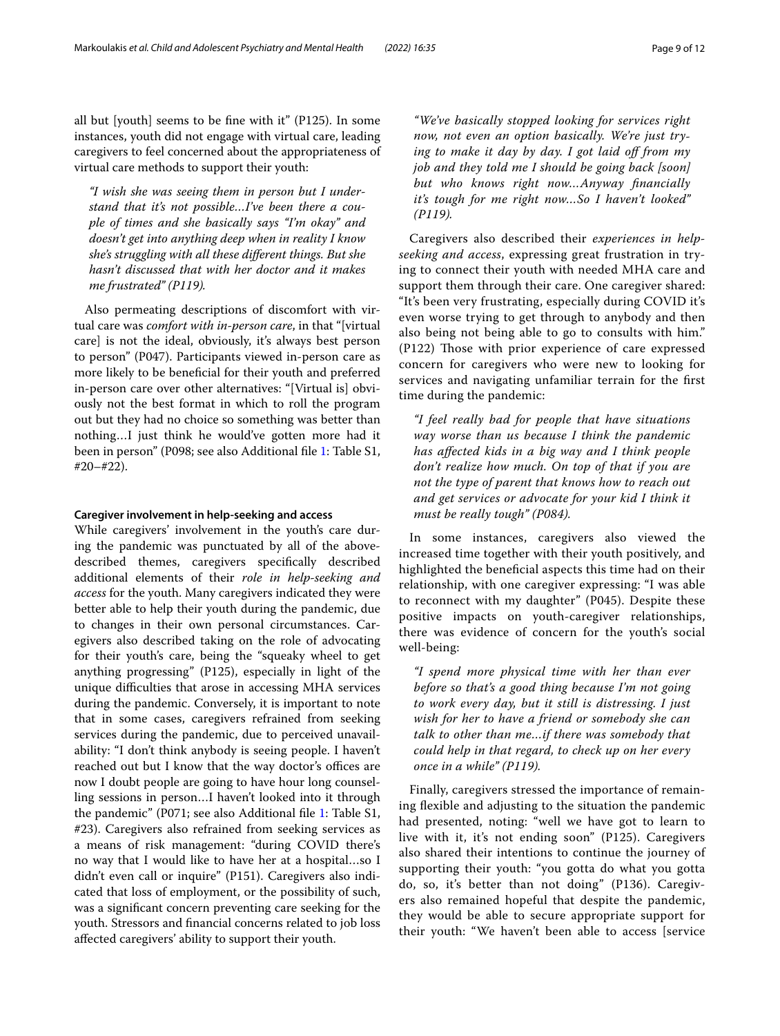all but [youth] seems to be fine with it" (P125). In some instances, youth did not engage with virtual care, leading caregivers to feel concerned about the appropriateness of virtual care methods to support their youth:

> *"I wish she was seeing them in person but I understand that it's not possible…I've been there a couple of times and she basically says "I'm okay" and doesn't get into anything deep when in reality I know she's struggling with all these different things. But she hasn't discussed that with her doctor and it makes me frustrated" (P119).*

Also permeating descriptions of discomfort with virtual care was *comfort with in-person care*, in that "[virtual care] is not the ideal, obviously, it's always best person to person" (P047). Participants viewed in-person care as more likely to be beneficial for their youth and preferred in-person care over other alternatives: "[Virtual is] obviously not the best format in which to roll the program out but they had no choice so something was better than nothing…I just think he would've gotten more had it been in person" (P098; see also Additional file 1: Table S1, #20–#22).

#### Caregiver involvement in help-seeking and access

While caregivers' involvement in the youth's care during the pandemic was punctuated by all of the above-described themes, caregivers specifically described additional elements of their *role in help-seeking and access* for the youth. Many caregivers indicated they were better able to help their youth during the pandemic, due to changes in their own personal circumstances. Caregivers also described taking on the role of advocating for their youth's care, being the "squeaky wheel to get anything progressing" (P125), especially in light of the unique difficulties that arose in accessing MHA services during the pandemic. Conversely, it is important to note that in some cases, caregivers refrained from seeking services during the pandemic, due to perceived unavailability: "I don't think anybody is seeing people. I haven't reached out but I know that the way doctor's offices are now I doubt people are going to have hour long counselling sessions in person…I haven't looked into it through the pandemic" (P071; see also Additional file 1: Table S1, #23). Caregivers also refrained from seeking services as a means of risk management: "during COVID there's no way that I would like to have her at a hospital…so I didn't even call or inquire" (P151). Caregivers also indicated that loss of employment, or the possibility of such, was a significant concern preventing care seeking for the youth. Stressors and financial concerns related to job loss affected caregivers' ability to support their youth.

> *"We've basically stopped looking for services right now, not even an option basically. We're just trying to make it day by day. I got laid off from my job and they told me I should be going back [soon] but who knows right now…Anyway financially it's tough for me right now…So I haven't looked" (P119).*

Caregivers also described their *experiences in help-seeking and access*, expressing great frustration in trying to connect their youth with needed MHA care and support them through their care. One caregiver shared: "It's been very frustrating, especially during COVID it's even worse trying to get through to anybody and then also being not being able to go to consults with him." (P122) Those with prior experience of care expressed concern for caregivers who were new to looking for services and navigating unfamiliar terrain for the first time during the pandemic:

> *"I feel really bad for people that have situations way worse than us because I think the pandemic has affected kids in a big way and I think people don't realize how much. On top of that if you are not the type of parent that knows how to reach out and get services or advocate for your kid I think it must be really tough" (P084).*

In some instances, caregivers also viewed the increased time together with their youth positively, and highlighted the beneficial aspects this time had on their relationship, with one caregiver expressing: "I was able to reconnect with my daughter" (P045). Despite these positive impacts on youth-caregiver relationships, there was evidence of concern for the youth's social well-being:

> *"I spend more physical time with her than ever before so that's a good thing because I'm not going to work every day, but it still is distressing. I just wish for her to have a friend or somebody she can talk to other than me…if there was somebody that could help in that regard, to check up on her every once in a while" (P119).*

Finally, caregivers stressed the importance of remaining flexible and adjusting to the situation the pandemic had presented, noting: "well we have got to learn to live with it, it's not ending soon" (P125). Caregivers also shared their intentions to continue the journey of supporting their youth: "you gotta do what you gotta do, so, it's better than not doing" (P136). Caregivers also remained hopeful that despite the pandemic, they would be able to secure appropriate support for their youth: "We haven't been able to access [service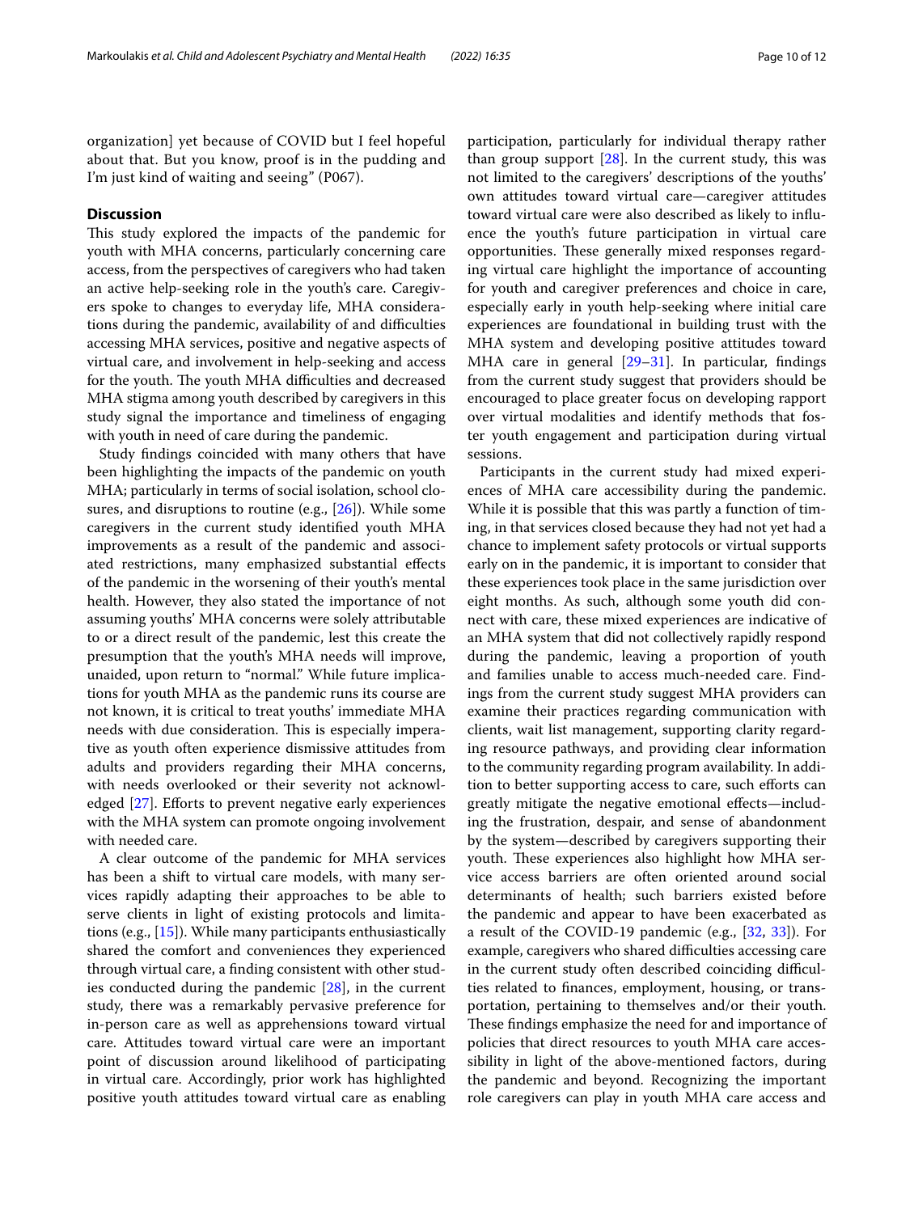organization] yet because of COVID but I feel hopeful about that. But you know, proof is in the pudding and I'm just kind of waiting and seeing" (P067).

## Discussion

This study explored the impacts of the pandemic for youth with MHA concerns, particularly concerning care access, from the perspectives of caregivers who had taken an active help-seeking role in the youth's care. Caregivers spoke to changes to everyday life, MHA considerations during the pandemic, availability of and difficulties accessing MHA services, positive and negative aspects of virtual care, and involvement in help-seeking and access for the youth. The youth MHA difficulties and decreased MHA stigma among youth described by caregivers in this study signal the importance and timeliness of engaging with youth in need of care during the pandemic.

Study findings coincided with many others that have been highlighting the impacts of the pandemic on youth MHA; particularly in terms of social isolation, school closures, and disruptions to routine (e.g., [26]). While some caregivers in the current study identified youth MHA improvements as a result of the pandemic and associated restrictions, many emphasized substantial effects of the pandemic in the worsening of their youth's mental health. However, they also stated the importance of not assuming youths' MHA concerns were solely attributable to or a direct result of the pandemic, lest this create the presumption that the youth's MHA needs will improve, unaided, upon return to "normal." While future implications for youth MHA as the pandemic runs its course are not known, it is critical to treat youths' immediate MHA needs with due consideration. This is especially imperative as youth often experience dismissive attitudes from adults and providers regarding their MHA concerns, with needs overlooked or their severity not acknowledged [27]. Efforts to prevent negative early experiences with the MHA system can promote ongoing involvement with needed care.

A clear outcome of the pandemic for MHA services has been a shift to virtual care models, with many services rapidly adapting their approaches to be able to serve clients in light of existing protocols and limitations (e.g., [15]). While many participants enthusiastically shared the comfort and conveniences they experienced through virtual care, a finding consistent with other studies conducted during the pandemic [28], in the current study, there was a remarkably pervasive preference for in-person care as well as apprehensions toward virtual care. Attitudes toward virtual care were an important point of discussion around likelihood of participating in virtual care. Accordingly, prior work has highlighted positive youth attitudes toward virtual care as enabling participation, particularly for individual therapy rather than group support [28]. In the current study, this was not limited to the caregivers' descriptions of the youths' own attitudes toward virtual care—caregiver attitudes toward virtual care were also described as likely to influence the youth's future participation in virtual care opportunities. These generally mixed responses regarding virtual care highlight the importance of accounting for youth and caregiver preferences and choice in care, especially early in youth help-seeking where initial care experiences are foundational in building trust with the MHA system and developing positive attitudes toward MHA care in general [29–31]. In particular, findings from the current study suggest that providers should be encouraged to place greater focus on developing rapport over virtual modalities and identify methods that foster youth engagement and participation during virtual sessions.

Participants in the current study had mixed experiences of MHA care accessibility during the pandemic. While it is possible that this was partly a function of timing, in that services closed because they had not yet had a chance to implement safety protocols or virtual supports early on in the pandemic, it is important to consider that these experiences took place in the same jurisdiction over eight months. As such, although some youth did connect with care, these mixed experiences are indicative of an MHA system that did not collectively rapidly respond during the pandemic, leaving a proportion of youth and families unable to access much-needed care. Findings from the current study suggest MHA providers can examine their practices regarding communication with clients, wait list management, supporting clarity regarding resource pathways, and providing clear information to the community regarding program availability. In addition to better supporting access to care, such efforts can greatly mitigate the negative emotional effects—including the frustration, despair, and sense of abandonment by the system—described by caregivers supporting their youth. These experiences also highlight how MHA service access barriers are often oriented around social determinants of health; such barriers existed before the pandemic and appear to have been exacerbated as a result of the COVID-19 pandemic (e.g., [32, 33]). For example, caregivers who shared difficulties accessing care in the current study often described coinciding difficulties related to finances, employment, housing, or transportation, pertaining to themselves and/or their youth. These findings emphasize the need for and importance of policies that direct resources to youth MHA care accessibility in light of the above-mentioned factors, during the pandemic and beyond. Recognizing the important role caregivers can play in youth MHA care access and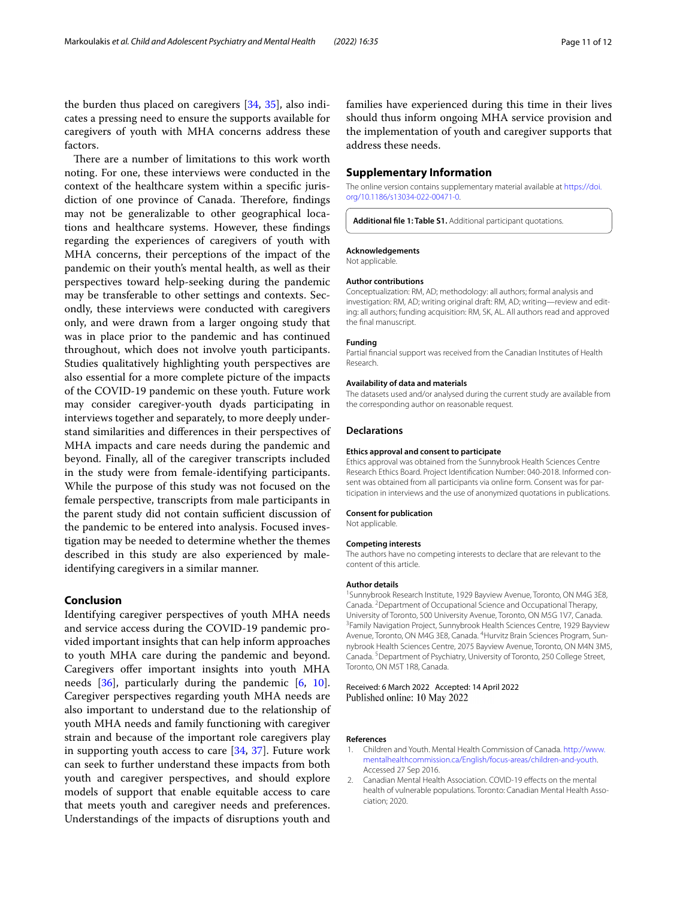the burden thus placed on caregivers [34, 35], also indicates a pressing need to ensure the supports available for caregivers of youth with MHA concerns address these factors.

There are a number of limitations to this work worth noting. For one, these interviews were conducted in the context of the healthcare system within a specific jurisdiction of one province of Canada. Therefore, findings may not be generalizable to other geographical locations and healthcare systems. However, these findings regarding the experiences of caregivers of youth with MHA concerns, their perceptions of the impact of the pandemic on their youth's mental health, as well as their perspectives toward help-seeking during the pandemic may be transferable to other settings and contexts. Secondly, these interviews were conducted with caregivers only, and were drawn from a larger ongoing study that was in place prior to the pandemic and has continued throughout, which does not involve youth participants. Studies qualitatively highlighting youth perspectives are also essential for a more complete picture of the impacts of the COVID-19 pandemic on these youth. Future work may consider caregiver-youth dyads participating in interviews together and separately, to more deeply understand similarities and differences in their perspectives of MHA impacts and care needs during the pandemic and beyond. Finally, all of the caregiver transcripts included in the study were from female-identifying participants. While the purpose of this study was not focused on the female perspective, transcripts from male participants in the parent study did not contain sufficient discussion of the pandemic to be entered into analysis. Focused investigation may be needed to determine whether the themes described in this study are also experienced by male-identifying caregivers in a similar manner.

## Conclusion

Identifying caregiver perspectives of youth MHA needs and service access during the COVID-19 pandemic provided important insights that can help inform approaches to youth MHA care during the pandemic and beyond. Caregivers offer important insights into youth MHA needs [36], particularly during the pandemic [6, 10]. Caregiver perspectives regarding youth MHA needs are also important to understand due to the relationship of youth MHA needs and family functioning with caregiver strain and because of the important role caregivers play in supporting youth access to care [34, 37]. Future work can seek to further understand these impacts from both youth and caregiver perspectives, and should explore models of support that enable equitable access to care that meets youth and caregiver needs and preferences. Understandings of the impacts of disruptions youth and families have experienced during this time in their lives should thus inform ongoing MHA service provision and the implementation of youth and caregiver supports that address these needs.

## Supplementary Information

The online version contains supplementary material available at https://doi.org/10.1186/s13034-022-00471-0.

**Additional file 1: Table S1.** Additional participant quotations.

#### Acknowledgements

Not applicable.

#### Author contributions

Conceptualization: RM, AD; methodology: all authors; formal analysis and investigation: RM, AD; writing original draft: RM, AD; writing—review and editing: all authors; funding acquisition: RM, SK, AL. All authors read and approved the final manuscript.

#### Funding

Partial financial support was received from the Canadian Institutes of Health Research.

#### Availability of data and materials

The datasets used and/or analysed during the current study are available from the corresponding author on reasonable request.

## Declarations

#### Ethics approval and consent to participate

Ethics approval was obtained from the Sunnybrook Health Sciences Centre Research Ethics Board. Project Identification Number: 040-2018. Informed consent was obtained from all participants via online form. Consent was for participation in interviews and the use of anonymized quotations in publications.

#### Consent for publication

Not applicable.

#### Competing interests

The authors have no competing interests to declare that are relevant to the content of this article.

#### Author details

[1] Sunnybrook Research Institute, 1929 Bayview Avenue, Toronto, ON M4G 3E8, Canada. [2] Department of Occupational Science and Occupational Therapy, University of Toronto, 500 University Avenue, Toronto, ON M5G 1V7, Canada. [3] Family Navigation Project, Sunnybrook Health Sciences Centre, 1929 Bayview Avenue, Toronto, ON M4G 3E8, Canada. [4] Hurvitz Brain Sciences Program, Sunnybrook Health Sciences Centre, 2075 Bayview Avenue, Toronto, ON M4N 3M5, Canada. [5] Department of Psychiatry, University of Toronto, 250 College Street, Toronto, ON M5T 1R8, Canada.

Received: 6 March 2022 Accepted: 14 April 2022
Published online: 10 May 2022

#### References

1. Children and Youth. Mental Health Commission of Canada. http://www.mentalhealthcommission.ca/English/focus-areas/children-and-youth. Accessed 27 Sep 2016.
2. Canadian Mental Health Association. COVID-19 effects on the mental health of vulnerable populations. Toronto: Canadian Mental Health Association; 2020.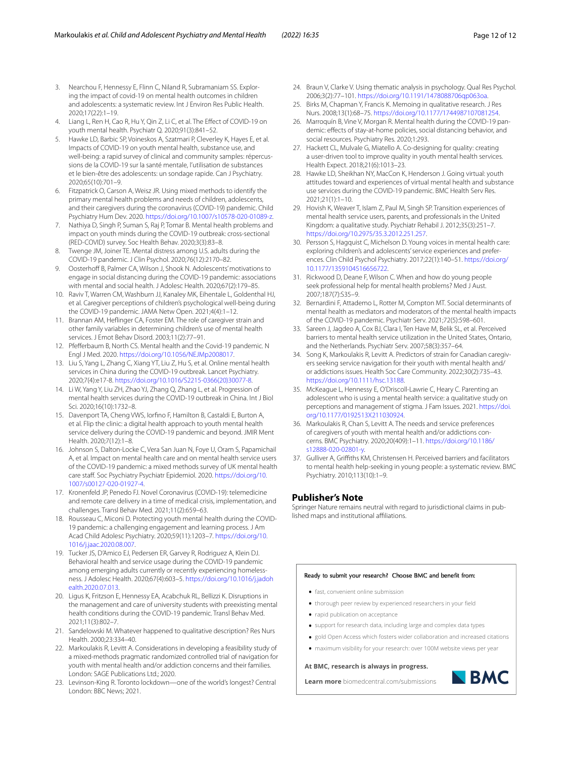3. Nearchou F, Hennessy E, Flinn C, Niland R, Subramaniam SS. Exploring the impact of covid-19 on mental health outcomes in children and adolescents: a systematic review. Int J Environ Res Public Health. 2020;17(22):1–19.
4. Liang L, Ren H, Cao R, Hu Y, Qin Z, Li C, et al. The Effect of COVID-19 on youth mental health. Psychiatr Q. 2020;91(3):841–52.
5. Hawke LD, Barbic SP, Voineskos A, Szatmari P, Cleverley K, Hayes E, et al. Impacts of COVID-19 on youth mental health, substance use, and well-being: a rapid survey of clinical and community samples: répercussions de la COVID-19 sur la santé mentale, l'utilisation de substances et le bien-être des adolescents: un sondage rapide. Can J Psychiatry. 2020;65(10):701–9.
6. Fitzpatrick O, Carson A, Weisz JR. Using mixed methods to identify the primary mental health problems and needs of children, adolescents, and their caregivers during the coronavirus (COVID-19) pandemic. Child Psychiatry Hum Dev. 2020. https://doi.org/10.1007/s10578-020-01089-z.
7. Nathiya D, Singh P, Suman S, Raj P, Tomar B. Mental health problems and impact on youth minds during the COVID-19 outbreak: cross-sectional (RED-COVID) survey. Soc Health Behav. 2020;3(3):83–8.
8. Twenge JM, Joiner TE. Mental distress among U.S. adults during the COVID-19 pandemic. J Clin Psychol. 2020;76(12):2170–82.
9. Oosterhoff B, Palmer CA, Wilson J, Shook N. Adolescents' motivations to engage in social distancing during the COVID-19 pandemic: associations with mental and social health. J Adolesc Health. 2020;67(2):179–85.
10. Raviv T, Warren CM, Washburn JJ, Kanaley MK, Eihentale L, Goldenthal HJ, et al. Caregiver perceptions of children's psychological well-being during the COVID-19 pandemic. JAMA Netw Open. 2021;4(4):1–12.
11. Brannan AM, Heflinger CA, Foster EM. The role of caregiver strain and other family variables in determining children's use of mental health services. J Emot Behav Disord. 2003;11(2):77–91.
12. Pfefferbaum B, North CS. Mental health and the Covid-19 pandemic. N Engl J Med. 2020. https://doi.org/10.1056/NEJMp2008017.
13. Liu S, Yang L, Zhang C, Xiang YT, Liu Z, Hu S, et al. Online mental health services in China during the COVID-19 outbreak. Lancet Psychiatry. 2020;7(4):e17-8. https://doi.org/10.1016/S2215-0366(20)30077-8.
14. Li W, Yang Y, Liu ZH, Zhao YJ, Zhang Q, Zhang L, et al. Progression of mental health services during the COVID-19 outbreak in China. Int J Biol Sci. 2020;16(10):1732–8.
15. Davenport TA, Cheng VWS, Iorfino F, Hamilton B, Castaldi E, Burton A, et al. Flip the clinic: a digital health approach to youth mental health service delivery during the COVID-19 pandemic and beyond. JMIR Ment Health. 2020;7(12):1–8.
16. Johnson S, Dalton-Locke C, Vera San Juan N, Foye U, Oram S, Papamichail A, et al. Impact on mental health care and on mental health service users of the COVID-19 pandemic: a mixed methods survey of UK mental health care staff. Soc Psychiatry Psychiatr Epidemiol. 2020. https://doi.org/10.1007/s00127-020-01927-4.
17. Kronenfeld JP, Penedo FJ. Novel Coronavirus (COVID-19): telemedicine and remote care delivery in a time of medical crisis, implementation, and challenges. Transl Behav Med. 2021;11(2):659–63.
18. Rousseau C, Miconi D. Protecting youth mental health during the COVID-19 pandemic: a challenging engagement and learning process. J Am Acad Child Adolesc Psychiatry. 2020;59(11):1203–7. https://doi.org/10.1016/j.jaac.2020.08.007.
19. Tucker JS, D'Amico EJ, Pedersen ER, Garvey R, Rodriguez A, Klein DJ. Behavioral health and service usage during the COVID-19 pandemic among emerging adults currently or recently experiencing homelessness. J Adolesc Health. 2020;67(4):603–5. https://doi.org/10.1016/j.jadohealth.2020.07.013.
20. Ligus K, Fritzson E, Hennessy EA, Acabchuk RL, Bellizzi K. Disruptions in the management and care of university students with preexisting mental health conditions during the COVID-19 pandemic. Transl Behav Med. 2021;11(3):802–7.
21. Sandelowski M. Whatever happened to qualitative description? Res Nurs Health. 2000;23:334–40.
22. Markoulakis R, Levitt A. Considerations in developing a feasibility study of a mixed-methods pragmatic randomized controlled trial of navigation for youth with mental health and/or addiction concerns and their families. London: SAGE Publications Ltd.; 2020.
23. Levinson-King R. Toronto lockdown—one of the world's longest? Central London: BBC News; 2021.
24. Braun V, Clarke V. Using thematic analysis in psychology. Qual Res Psychol. 2006;3(2):77–101. https://doi.org/10.1191/1478088706qp063oa.
25. Birks M, Chapman Y, Francis K. Memoing in qualitative research. J Res Nurs. 2008;13(1):68–75. https://doi.org/10.1177/1744987107081254.
26. Marroquín B, Vine V, Morgan R. Mental health during the COVID-19 pandemic: effects of stay-at-home policies, social distancing behavior, and social resources. Psychiatry Res. 2020;1:293.
27. Hackett CL, Mulvale G, Miatello A. Co-designing for quality: creating a user-driven tool to improve quality in youth mental health services. Health Expect. 2018;21(6):1013–23.
28. Hawke LD, Sheikhan NY, MacCon K, Henderson J. Going virtual: youth attitudes toward and experiences of virtual mental health and substance use services during the COVID-19 pandemic. BMC Health Serv Res. 2021;21(1):1–10.
29. Hovish K, Weaver T, Islam Z, Paul M, Singh SP. Transition experiences of mental health service users, parents, and professionals in the United Kingdom: a qualitative study. Psychiatr Rehabil J. 2012;35(3):251–7. https://doi.org/10.2975/35.3.2012.251.257.
30. Persson S, Hagquist C, Michelson D. Young voices in mental health care: exploring children's and adolescents' service experiences and preferences. Clin Child Psychol Psychiatry. 2017;22(1):140–51. https://doi.org/10.1177/1359104516656722.
31. Rickwood D, Deane F, Wilson C. When and how do young people seek professional help for mental health problems? Med J Aust. 2007;187(7):S35–9.
32. Bernardini F, Attademo L, Rotter M, Compton MT. Social determinants of mental health as mediators and moderators of the mental health impacts of the COVID-19 pandemic. Psychiatr Serv. 2021;72(5):598–601.
33. Sareen J, Jagdeo A, Cox BJ, Clara I, Ten Have M, Belik SL, et al. Perceived barriers to mental health service utilization in the United States, Ontario, and the Netherlands. Psychiatr Serv. 2007;58(3):357–64.
34. Song K, Markoulakis R, Levitt A. Predictors of strain for Canadian caregivers seeking service navigation for their youth with mental health and/or addictions issues. Health Soc Care Community. 2022;30(2):735–43. https://doi.org/10.1111/hsc.13188.
35. McKeague L, Hennessy E, O'Driscoll-Lawrie C, Heary C. Parenting an adolescent who is using a mental health service: a qualitative study on perceptions and management of stigma. J Fam Issues. 2021. https://doi.org/10.1177/0192513X211030924.
36. Markoulakis R, Chan S, Levitt A. The needs and service preferences of caregivers of youth with mental health and/or addictions concerns. BMC Psychiatry. 2020;20(409):1–11. https://doi.org/10.1186/s12888-020-02801-y.
37. Gulliver A, Griffiths KM, Christensen H. Perceived barriers and facilitators to mental health help-seeking in young people: a systematic review. BMC Psychiatry. 2010;113(10):1–9.

## Publisher's Note

Springer Nature remains neutral with regard to jurisdictional claims in published maps and institutional affiliations.

Ready to submit your research? Choose BMC and benefit from:

- fast, convenient online submission
- thorough peer review by experienced researchers in your field
- rapid publication on acceptance
- support for research data, including large and complex data types
- gold Open Access which fosters wider collaboration and increased citations
- maximum visibility for your research: over 100M website views per year

**At BMC, research is always in progress.**

**Learn more** biomedcentral.com/submissions

BMC